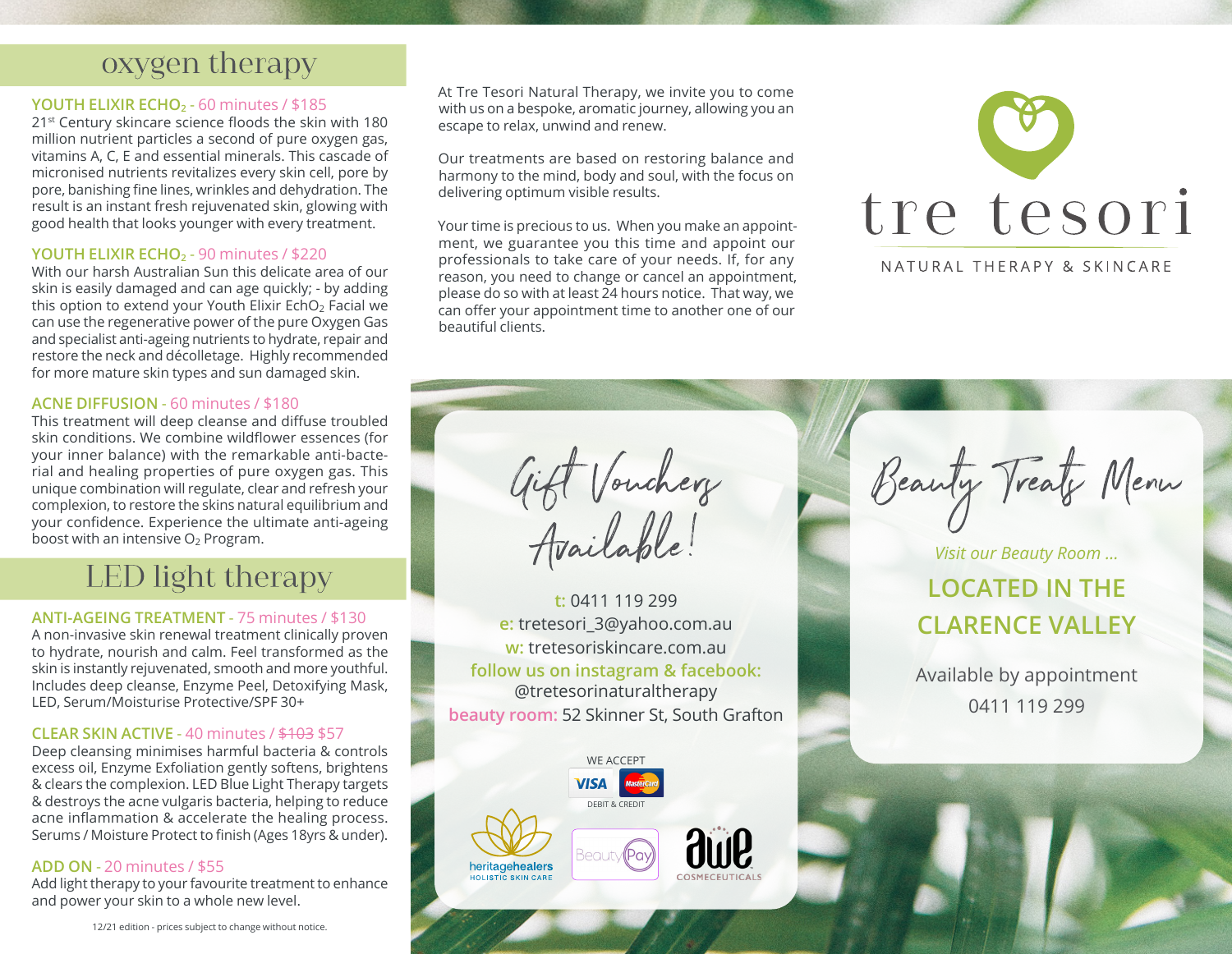## oxygen therapy

**YOUTH ELIXIR ECHO$_2$ - 60 minutes / $185**

21st Century skincare science floods the skin with 180 million nutrient particles a second of pure oxygen gas, vitamins A, C, E and essential minerals. This cascade of micronised nutrients revitalizes every skin cell, pore by pore, banishing fine lines, wrinkles and dehydration. The result is an instant fresh rejuvenated skin, glowing with good health that looks younger with every treatment.

**YOUTH ELIXIR ECHO$_2$ - 90 minutes / $220**

With our harsh Australian Sun this delicate area of our skin is easily damaged and can age quickly; - by adding this option to extend your Youth Elixir EchO$_2$ Facial we can use the regenerative power of the pure Oxygen Gas and specialist anti-ageing nutrients to hydrate, repair and restore the neck and décolletage. Highly recommended for more mature skin types and sun damaged skin.

**ACNE DIFFUSION - 60 minutes / $180**

This treatment will deep cleanse and diffuse troubled skin conditions. We combine wildflower essences (for your inner balance) with the remarkable anti-bacterial and healing properties of pure oxygen gas. This unique combination will regulate, clear and refresh your complexion, to restore the skins natural equilibrium and your confidence. Experience the ultimate anti-ageing boost with an intensive O$_2$ Program.

## LED light therapy

**ANTI-AGEING TREATMENT - 75 minutes / $130**

A non-invasive skin renewal treatment clinically proven to hydrate, nourish and calm. Feel transformed as the skin is instantly rejuvenated, smooth and more youthful. Includes deep cleanse, Enzyme Peel, Detoxifying Mask, LED, Serum/Moisturise Protective/SPF 30+

**CLEAR SKIN ACTIVE - 40 minutes / ~~$103~~ $57**

Deep cleansing minimises harmful bacteria & controls excess oil, Enzyme Exfoliation gently softens, brightens & clears the complexion. LED Blue Light Therapy targets & destroys the acne vulgaris bacteria, helping to reduce acne inflammation & accelerate the healing process. Serums / Moisture Protect to finish (Ages 18yrs & under).

**ADD ON - 20 minutes / $55**

Add light therapy to your favourite treatment to enhance and power your skin to a whole new level.

12/21 edition - prices subject to change without notice.

At Tre Tesori Natural Therapy, we invite you to come with us on a bespoke, aromatic journey, allowing you an escape to relax, unwind and renew.

Our treatments are based on restoring balance and harmony to the mind, body and soul, with the focus on delivering optimum visible results.

Your time is precious to us. When you make an appointment, we guarantee you this time and appoint our professionals to take care of your needs. If, for any reason, you need to change or cancel an appointment, please do so with at least 24 hours notice. That way, we can offer your appointment time to another one of our beautiful clients.

# tre tesori

NATURAL THERAPY & SKINCARE

## Gift Vouchers Available!

**t:** 0411 119 299
**e:** tretesori_3@yahoo.com.au
**w:** tretesoriskincare.com.au
**follow us on instagram & facebook:** @tretesorinaturaltherapy
**beauty room:** 52 Skinner St, South Grafton

WE ACCEPT
VISA MasterCard
DEBIT & CREDIT

heritagehealers HOLISTIC SKIN CARE
BeautyPay
awe COSMECEUTICALS

## Beauty Treats Menu

*Visit our Beauty Room ...*

**LOCATED IN THE CLARENCE VALLEY**

Available by appointment
0411 119 299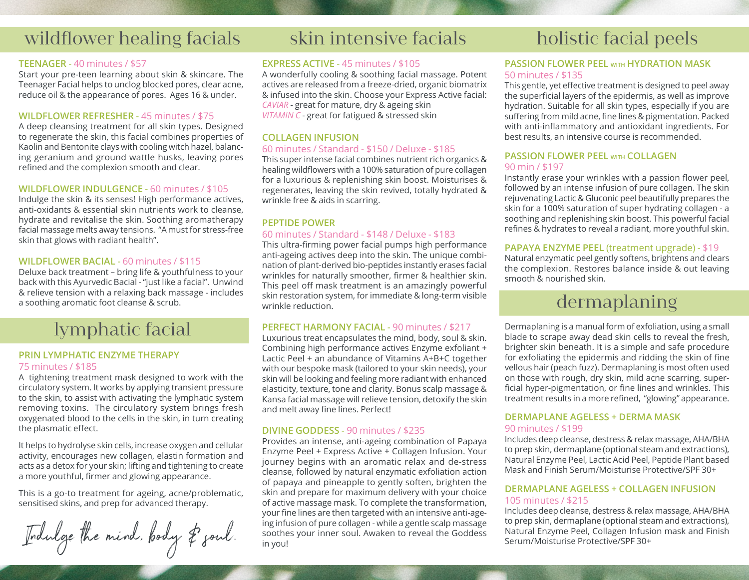# wildflower healing facials

### TEENAGER - 40 minutes / $57

Start your pre-teen learning about skin & skincare. The Teenager Facial helps to unclog blocked pores, clear acne, reduce oil & the appearance of pores. Ages 16 & under.

### WILDFLOWER REFRESHER - 45 minutes / $75

A deep cleansing treatment for all skin types. Designed to regenerate the skin, this facial combines properties of Kaolin and Bentonite clays with cooling witch hazel, balancing geranium and ground wattle husks, leaving pores refined and the complexion smooth and clear.

### WILDFLOWER INDULGENCE - 60 minutes / $105

Indulge the skin & its senses! High performance actives, anti-oxidants & essential skin nutrients work to cleanse, hydrate and revitalise the skin. Soothing aromatherapy facial massage melts away tensions. "A must for stress-free skin that glows with radiant health".

### WILDFLOWER BACIAL - 60 minutes / $115

Deluxe back treatment – bring life & youthfulness to your back with this Ayurvedic Bacial - "just like a facial". Unwind & relieve tension with a relaxing back massage - includes a soothing aromatic foot cleanse & scrub.

# lymphatic facial

### PRIN LYMPHATIC ENZYME THERAPY
75 minutes / $185

A tightening treatment mask designed to work with the circulatory system. It works by applying transient pressure to the skin, to assist with activating the lymphatic system removing toxins. The circulatory system brings fresh oxygenated blood to the cells in the skin, in turn creating the plasmatic effect.

It helps to hydrolyse skin cells, increase oxygen and cellular activity, encourages new collagen, elastin formation and acts as a detox for your skin; lifting and tightening to create a more youthful, firmer and glowing appearance.

This is a go-to treatment for ageing, acne/problematic, sensitised skins, and prep for advanced therapy.

*Indulge the mind, body & soul.*

# skin intensive facials

### EXPRESS ACTIVE - 45 minutes / $105

A wonderfully cooling & soothing facial massage. Potent actives are released from a freeze-dried, organic biomatrix & infused into the skin. Choose your Express Active facial:
*CAVIAR* - great for mature, dry & ageing skin
*VITAMIN C* - great for fatigued & stressed skin

### COLLAGEN INFUSION
60 minutes / Standard - $150 / Deluxe - $185

This super intense facial combines nutrient rich organics & healing wildflowers with a 100% saturation of pure collagen for a luxurious & replenishing skin boost. Moisturises & regenerates, leaving the skin revived, totally hydrated & wrinkle free & aids in scarring.

### PEPTIDE POWER
60 minutes / Standard - $148 / Deluxe - $183

This ultra-firming power facial pumps high performance anti-ageing actives deep into the skin. The unique combination of plant-derived bio-peptides instantly erases facial wrinkles for naturally smoother, firmer & healthier skin. This peel off mask treatment is an amazingly powerful skin restoration system, for immediate & long-term visible wrinkle reduction.

### PERFECT HARMONY FACIAL - 90 minutes / $217

Luxurious treat encapsulates the mind, body, soul & skin. Combining high performance actives Enzyme exfoliant + Lactic Peel + an abundance of Vitamins A+B+C together with our bespoke mask (tailored to your skin needs), your skin will be looking and feeling more radiant with enhanced elasticity, texture, tone and clarity. Bonus scalp massage & Kansa facial massage will relieve tension, detoxify the skin and melt away fine lines. Perfect!

### DIVINE GODDESS - 90 minutes / $235

Provides an intense, anti-ageing combination of Papaya Enzyme Peel + Express Active + Collagen Infusion. Your journey begins with an aromatic relax and de-stress cleanse, followed by natural enzymatic exfoliation action of papaya and pineapple to gently soften, brighten the skin and prepare for maximum delivery with your choice of active massage mask. To complete the transformation, your fine lines are then targeted with an intensive anti-ageing infusion of pure collagen - while a gentle scalp massage soothes your inner soul. Awaken to reveal the Goddess in you!

# holistic facial peels

### PASSION FLOWER PEEL WITH HYDRATION MASK
50 minutes / $135

This gentle, yet effective treatment is designed to peel away the superficial layers of the epidermis, as well as improve hydration. Suitable for all skin types, especially if you are suffering from mild acne, fine lines & pigmentation. Packed with anti-inflammatory and antioxidant ingredients. For best results, an intensive course is recommended.

### PASSION FLOWER PEEL WITH COLLAGEN
90 min / $197

Instantly erase your wrinkles with a passion flower peel, followed by an intense infusion of pure collagen. The skin rejuvenating Lactic & Gluconic peel beautifully prepares the skin for a 100% saturation of super hydrating collagen - a soothing and replenishing skin boost. This powerful facial refines & hydrates to reveal a radiant, more youthful skin.

### PAPAYA ENZYME PEEL (treatment upgrade) - $19

Natural enzymatic peel gently softens, brightens and clears the complexion. Restores balance inside & out leaving smooth & nourished skin.

# dermaplaning

Dermaplaning is a manual form of exfoliation, using a small blade to scrape away dead skin cells to reveal the fresh, brighter skin beneath. It is a simple and safe procedure for exfoliating the epidermis and ridding the skin of fine vellous hair (peach fuzz). Dermaplaning is most often used on those with rough, dry skin, mild acne scarring, superficial hyper-pigmentation, or fine lines and wrinkles. This treatment results in a more refined, "glowing" appearance.

### DERMAPLANE AGELESS + DERMA MASK
90 minutes / $199

Includes deep cleanse, destress & relax massage, AHA/BHA to prep skin, dermaplane (optional steam and extractions), Natural Enzyme Peel, Lactic Acid Peel, Peptide Plant based Mask and Finish Serum/Moisturise Protective/SPF 30+

### DERMAPLANE AGELESS + COLLAGEN INFUSION
105 minutes / $215

Includes deep cleanse, destress & relax massage, AHA/BHA to prep skin, dermaplane (optional steam and extractions), Natural Enzyme Peel, Collagen Infusion mask and Finish Serum/Moisturise Protective/SPF 30+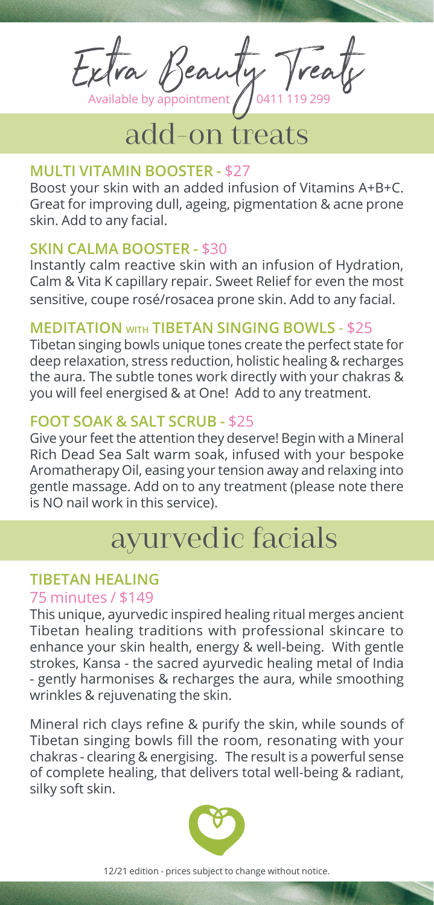# Extra Beauty Treats

Available by appointment 0411 119 299

## add-on treats

### MULTI VITAMIN BOOSTER - $27

Boost your skin with an added infusion of Vitamins A+B+C. Great for improving dull, ageing, pigmentation & acne prone skin. Add to any facial.

### SKIN CALMA BOOSTER - $30

Instantly calm reactive skin with an infusion of Hydration, Calm & Vita K capillary repair. Sweet Relief for even the most sensitive, coupe rosé/rosacea prone skin. Add to any facial.

### MEDITATION WITH TIBETAN SINGING BOWLS - $25

Tibetan singing bowls unique tones create the perfect state for deep relaxation, stress reduction, holistic healing & recharges the aura. The subtle tones work directly with your chakras & you will feel energised & at One! Add to any treatment.

### FOOT SOAK & SALT SCRUB - $25

Give your feet the attention they deserve! Begin with a Mineral Rich Dead Sea Salt warm soak, infused with your bespoke Aromatherapy Oil, easing your tension away and relaxing into gentle massage. Add on to any treatment (please note there is NO nail work in this service).

## ayurvedic facials

### TIBETAN HEALING

75 minutes / $149

This unique, ayurvedic inspired healing ritual merges ancient Tibetan healing traditions with professional skincare to enhance your skin health, energy & well-being. With gentle strokes, Kansa - the sacred ayurvedic healing metal of India - gently harmonises & recharges the aura, while smoothing wrinkles & rejuvenating the skin.

Mineral rich clays refine & purify the skin, while sounds of Tibetan singing bowls fill the room, resonating with your chakras - clearing & energising. The result is a powerful sense of complete healing, that delivers total well-being & radiant, silky soft skin.

12/21 edition - prices subject to change without notice.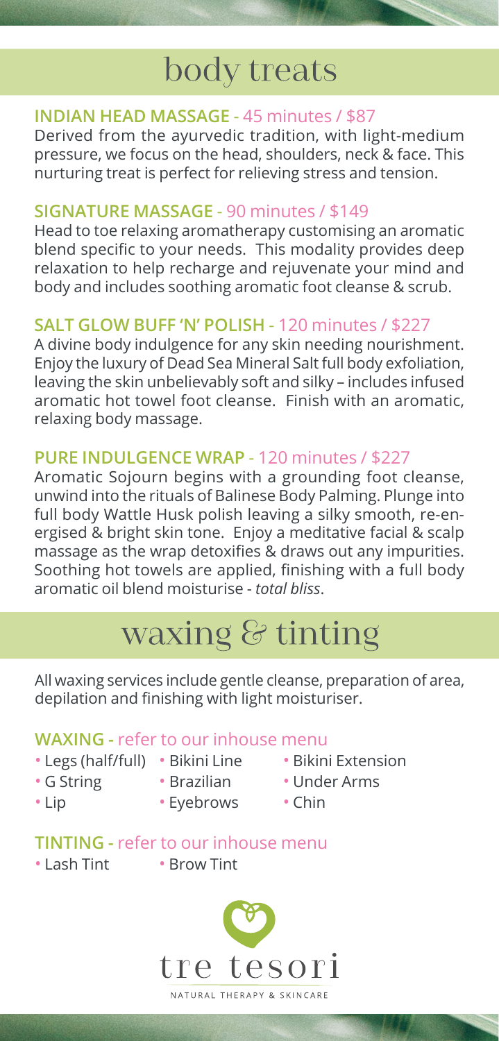# body treats

### INDIAN HEAD MASSAGE - 45 minutes / $87

Derived from the ayurvedic tradition, with light-medium pressure, we focus on the head, shoulders, neck & face. This nurturing treat is perfect for relieving stress and tension.

### SIGNATURE MASSAGE - 90 minutes / $149

Head to toe relaxing aromatherapy customising an aromatic blend specific to your needs. This modality provides deep relaxation to help recharge and rejuvenate your mind and body and includes soothing aromatic foot cleanse & scrub.

### SALT GLOW BUFF 'N' POLISH - 120 minutes / $227

A divine body indulgence for any skin needing nourishment. Enjoy the luxury of Dead Sea Mineral Salt full body exfoliation, leaving the skin unbelievably soft and silky – includes infused aromatic hot towel foot cleanse. Finish with an aromatic, relaxing body massage.

### PURE INDULGENCE WRAP - 120 minutes / $227

Aromatic Sojourn begins with a grounding foot cleanse, unwind into the rituals of Balinese Body Palming. Plunge into full body Wattle Husk polish leaving a silky smooth, re-energised & bright skin tone. Enjoy a meditative facial & scalp massage as the wrap detoxifies & draws out any impurities. Soothing hot towels are applied, finishing with a full body aromatic oil blend moisturise - *total bliss*.

# waxing & tinting

All waxing services include gentle cleanse, preparation of area, depilation and finishing with light moisturiser.

### WAXING - refer to our inhouse menu

- Legs (half/full)
- Bikini Line
- Bikini Extension
- G String
- Brazilian
- Under Arms
- Lip
- Eyebrows
- Chin

### TINTING - refer to our inhouse menu

- Lash Tint
- Brow Tint

tre tesori

NATURAL THERAPY & SKINCARE